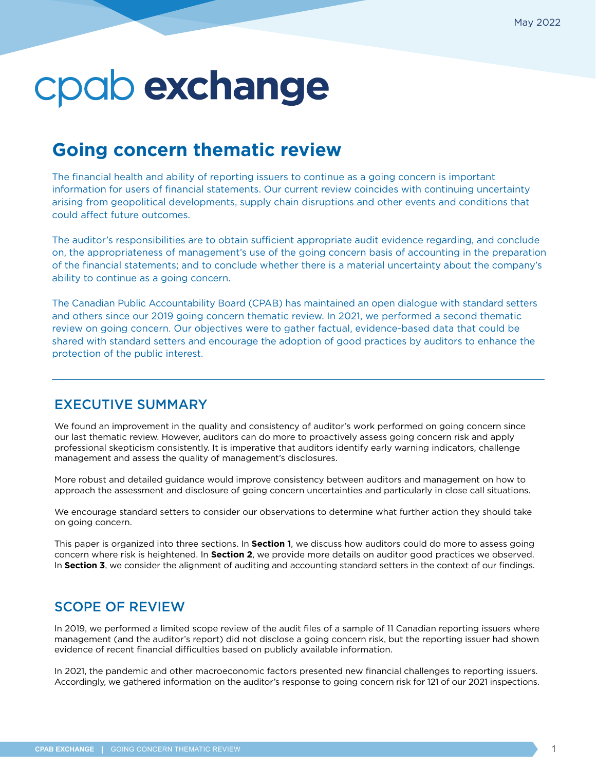May 2022

# cpab exchange

## Going concern thematic review

The financial health and ability of reporting issuers to continue as a going concern is important information for users of financial statements. Our current review coincides with continuing uncertainty arising from geopolitical developments, supply chain disruptions and other events and conditions that could affect future outcomes.

The auditor's responsibilities are to obtain sufficient appropriate audit evidence regarding, and conclude on, the appropriateness of management's use of the going concern basis of accounting in the preparation of the financial statements; and to conclude whether there is a material uncertainty about the company's ability to continue as a going concern.

The Canadian Public Accountability Board (CPAB) has maintained an open dialogue with standard setters and others since our 2019 going concern thematic review. In 2021, we performed a second thematic review on going concern. Our objectives were to gather factual, evidence-based data that could be shared with standard setters and encourage the adoption of good practices by auditors to enhance the protection of the public interest.

---

### EXECUTIVE SUMMARY

We found an improvement in the quality and consistency of auditor's work performed on going concern since our last thematic review. However, auditors can do more to proactively assess going concern risk and apply professional skepticism consistently. It is imperative that auditors identify early warning indicators, challenge management and assess the quality of management's disclosures.

More robust and detailed guidance would improve consistency between auditors and management on how to approach the assessment and disclosure of going concern uncertainties and particularly in close call situations.

We encourage standard setters to consider our observations to determine what further action they should take on going concern.

This paper is organized into three sections. In **Section 1**, we discuss how auditors could do more to assess going concern where risk is heightened. In **Section 2**, we provide more details on auditor good practices we observed. In **Section 3**, we consider the alignment of auditing and accounting standard setters in the context of our findings.

### SCOPE OF REVIEW

In 2019, we performed a limited scope review of the audit files of a sample of 11 Canadian reporting issuers where management (and the auditor's report) did not disclose a going concern risk, but the reporting issuer had shown evidence of recent financial difficulties based on publicly available information.

In 2021, the pandemic and other macroeconomic factors presented new financial challenges to reporting issuers. Accordingly, we gathered information on the auditor's response to going concern risk for 121 of our 2021 inspections.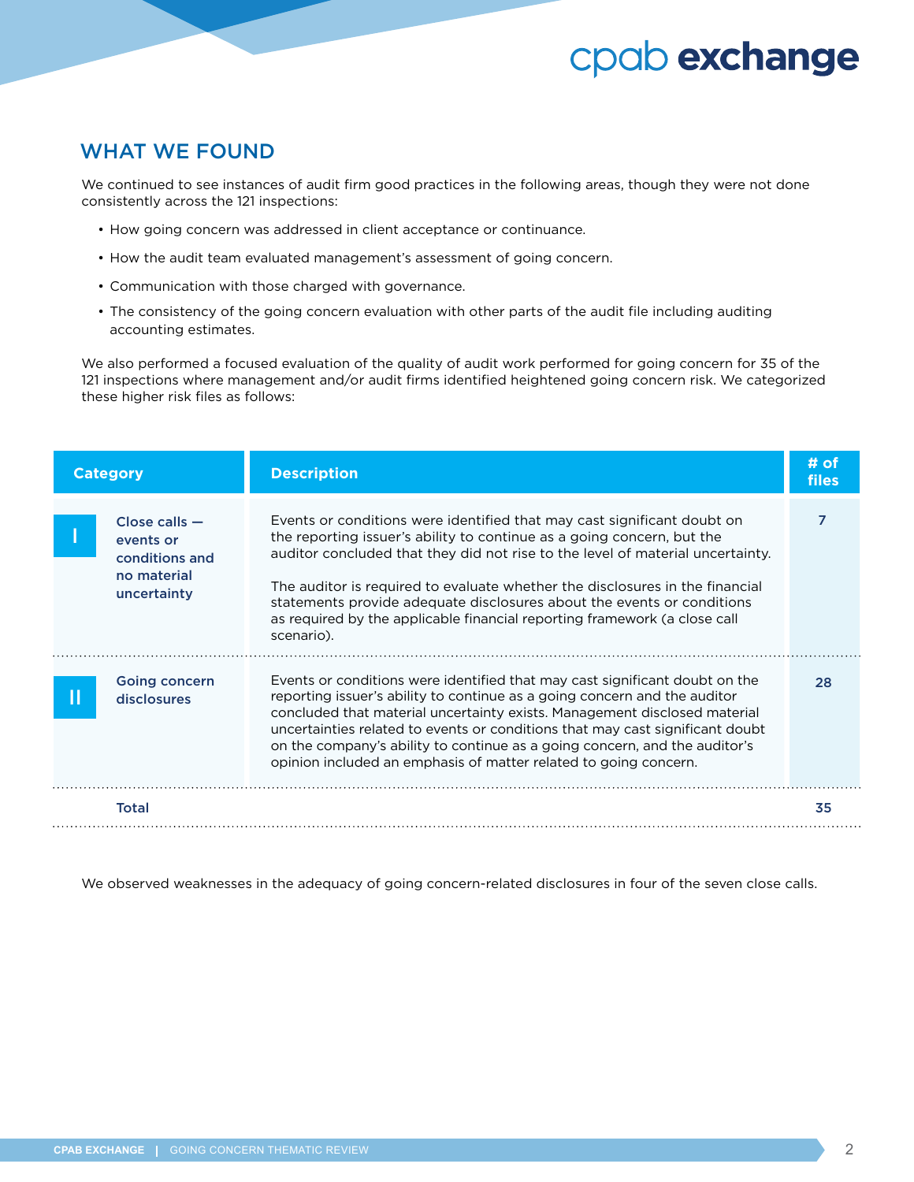## WHAT WE FOUND

We continued to see instances of audit firm good practices in the following areas, though they were not done consistently across the 121 inspections:

- How going concern was addressed in client acceptance or continuance.
- How the audit team evaluated management's assessment of going concern.
- Communication with those charged with governance.
- The consistency of the going concern evaluation with other parts of the audit file including auditing accounting estimates.

We also performed a focused evaluation of the quality of audit work performed for going concern for 35 of the 121 inspections where management and/or audit firms identified heightened going concern risk. We categorized these higher risk files as follows:

| Category | | Description | # of files |
|---|---|---|---|
| I | Close calls — events or conditions and no material uncertainty | Events or conditions were identified that may cast significant doubt on the reporting issuer's ability to continue as a going concern, but the auditor concluded that they did not rise to the level of material uncertainty.<br><br>The auditor is required to evaluate whether the disclosures in the financial statements provide adequate disclosures about the events or conditions as required by the applicable financial reporting framework (a close call scenario). | 7 |
| II | Going concern disclosures | Events or conditions were identified that may cast significant doubt on the reporting issuer's ability to continue as a going concern and the auditor concluded that material uncertainty exists. Management disclosed material uncertainties related to events or conditions that may cast significant doubt on the company's ability to continue as a going concern, and the auditor's opinion included an emphasis of matter related to going concern. | 28 |
| | Total | | 35 |

We observed weaknesses in the adequacy of going concern-related disclosures in four of the seven close calls.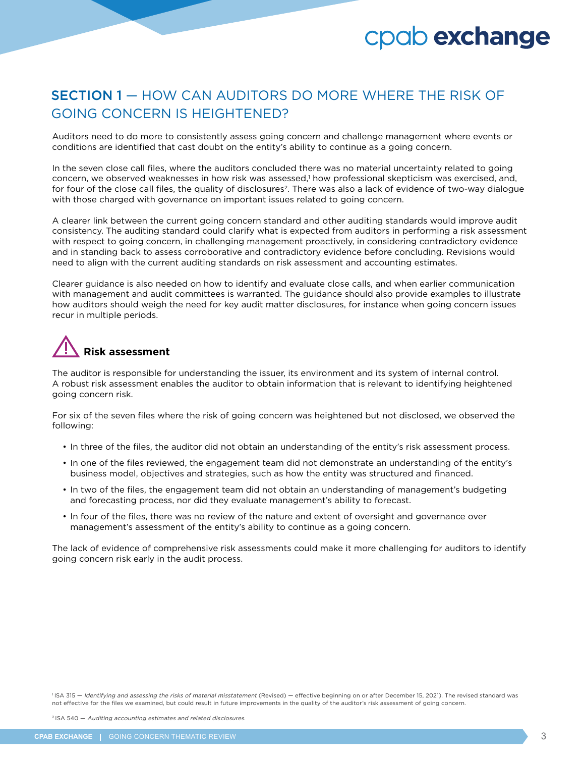## SECTION 1 — HOW CAN AUDITORS DO MORE WHERE THE RISK OF GOING CONCERN IS HEIGHTENED?

Auditors need to do more to consistently assess going concern and challenge management where events or conditions are identified that cast doubt on the entity's ability to continue as a going concern.

In the seven close call files, where the auditors concluded there was no material uncertainty related to going concern, we observed weaknesses in how risk was assessed,[1] how professional skepticism was exercised, and, for four of the close call files, the quality of disclosures[2]. There was also a lack of evidence of two-way dialogue with those charged with governance on important issues related to going concern.

A clearer link between the current going concern standard and other auditing standards would improve audit consistency. The auditing standard could clarify what is expected from auditors in performing a risk assessment with respect to going concern, in challenging management proactively, in considering contradictory evidence and in standing back to assess corroborative and contradictory evidence before concluding. Revisions would need to align with the current auditing standards on risk assessment and accounting estimates.

Clearer guidance is also needed on how to identify and evaluate close calls, and when earlier communication with management and audit committees is warranted. The guidance should also provide examples to illustrate how auditors should weigh the need for key audit matter disclosures, for instance when going concern issues recur in multiple periods.

### Risk assessment

The auditor is responsible for understanding the issuer, its environment and its system of internal control. A robust risk assessment enables the auditor to obtain information that is relevant to identifying heightened going concern risk.

For six of the seven files where the risk of going concern was heightened but not disclosed, we observed the following:

- In three of the files, the auditor did not obtain an understanding of the entity's risk assessment process.
- In one of the files reviewed, the engagement team did not demonstrate an understanding of the entity's business model, objectives and strategies, such as how the entity was structured and financed.
- In two of the files, the engagement team did not obtain an understanding of management's budgeting and forecasting process, nor did they evaluate management's ability to forecast.
- In four of the files, there was no review of the nature and extent of oversight and governance over management's assessment of the entity's ability to continue as a going concern.

The lack of evidence of comprehensive risk assessments could make it more challenging for auditors to identify going concern risk early in the audit process.

[1] ISA 315 — *Identifying and assessing the risks of material misstatement* (Revised) — effective beginning on or after December 15, 2021). The revised standard was not effective for the files we examined, but could result in future improvements in the quality of the auditor's risk assessment of going concern.

[2] ISA 540 — *Auditing accounting estimates and related disclosures.*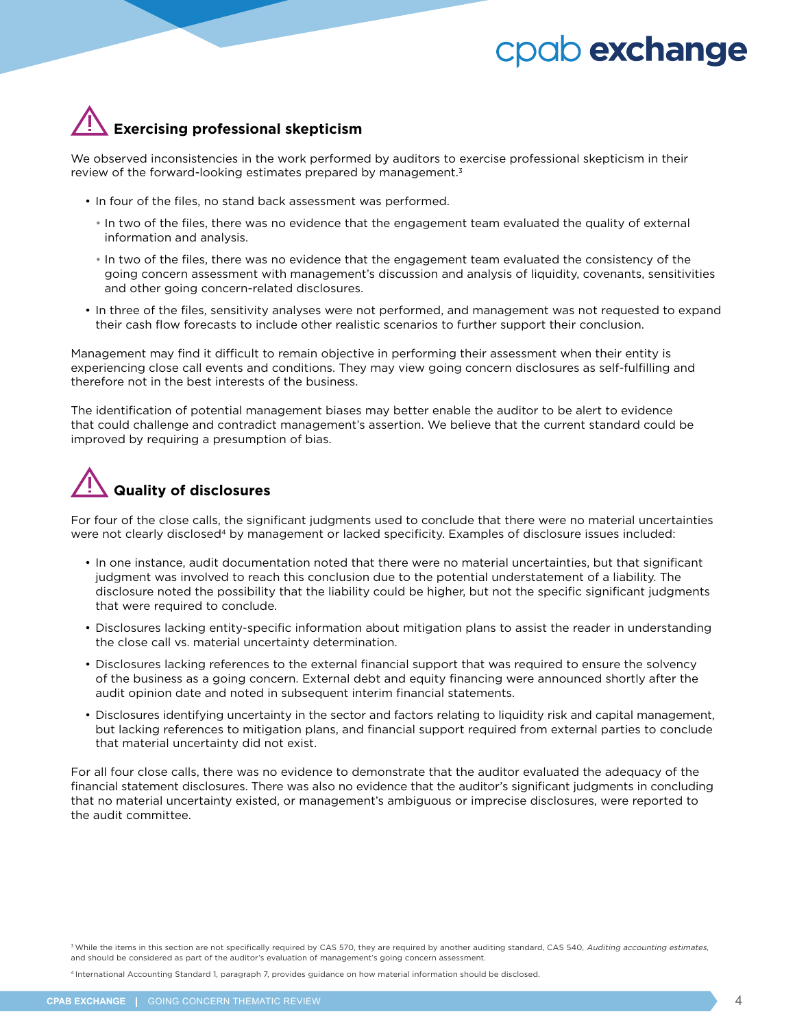## Exercising professional skepticism

We observed inconsistencies in the work performed by auditors to exercise professional skepticism in their review of the forward-looking estimates prepared by management.[3]

- In four of the files, no stand back assessment was performed.
  - In two of the files, there was no evidence that the engagement team evaluated the quality of external information and analysis.
  - In two of the files, there was no evidence that the engagement team evaluated the consistency of the going concern assessment with management's discussion and analysis of liquidity, covenants, sensitivities and other going concern-related disclosures.
- In three of the files, sensitivity analyses were not performed, and management was not requested to expand their cash flow forecasts to include other realistic scenarios to further support their conclusion.

Management may find it difficult to remain objective in performing their assessment when their entity is experiencing close call events and conditions. They may view going concern disclosures as self-fulfilling and therefore not in the best interests of the business.

The identification of potential management biases may better enable the auditor to be alert to evidence that could challenge and contradict management's assertion. We believe that the current standard could be improved by requiring a presumption of bias.

## Quality of disclosures

For four of the close calls, the significant judgments used to conclude that there were no material uncertainties were not clearly disclosed[4] by management or lacked specificity. Examples of disclosure issues included:

- In one instance, audit documentation noted that there were no material uncertainties, but that significant judgment was involved to reach this conclusion due to the potential understatement of a liability. The disclosure noted the possibility that the liability could be higher, but not the specific significant judgments that were required to conclude.
- Disclosures lacking entity-specific information about mitigation plans to assist the reader in understanding the close call vs. material uncertainty determination.
- Disclosures lacking references to the external financial support that was required to ensure the solvency of the business as a going concern. External debt and equity financing were announced shortly after the audit opinion date and noted in subsequent interim financial statements.
- Disclosures identifying uncertainty in the sector and factors relating to liquidity risk and capital management, but lacking references to mitigation plans, and financial support required from external parties to conclude that material uncertainty did not exist.

For all four close calls, there was no evidence to demonstrate that the auditor evaluated the adequacy of the financial statement disclosures. There was also no evidence that the auditor's significant judgments in concluding that no material uncertainty existed, or management's ambiguous or imprecise disclosures, were reported to the audit committee.

[3] While the items in this section are not specifically required by CAS 570, they are required by another auditing standard, CAS 540, *Auditing accounting estimates*, and should be considered as part of the auditor's evaluation of management's going concern assessment.

[4] International Accounting Standard 1, paragraph 7, provides guidance on how material information should be disclosed.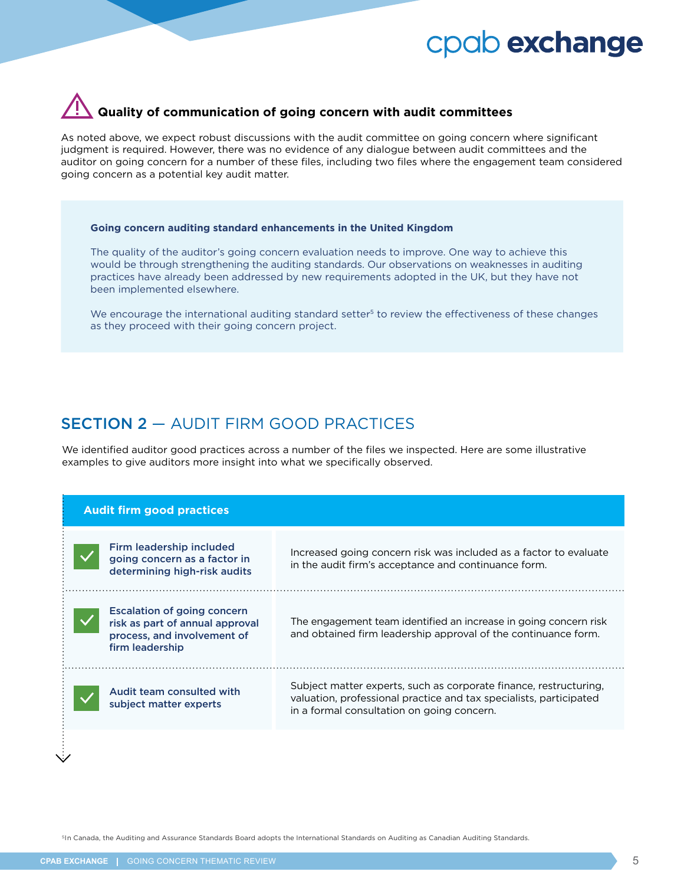### Quality of communication of going concern with audit committees

As noted above, we expect robust discussions with the audit committee on going concern where significant judgment is required. However, there was no evidence of any dialogue between audit committees and the auditor on going concern for a number of these files, including two files where the engagement team considered going concern as a potential key audit matter.

> **Going concern auditing standard enhancements in the United Kingdom**
>
> The quality of the auditor's going concern evaluation needs to improve. One way to achieve this would be through strengthening the auditing standards. Our observations on weaknesses in auditing practices have already been addressed by new requirements adopted in the UK, but they have not been implemented elsewhere.
>
> We encourage the international auditing standard setter[5] to review the effectiveness of these changes as they proceed with their going concern project.

## SECTION 2 — AUDIT FIRM GOOD PRACTICES

We identified auditor good practices across a number of the files we inspected. Here are some illustrative examples to give auditors more insight into what we specifically observed.

| Audit firm good practices | |
|---|---|
| **Firm leadership included going concern as a factor in determining high-risk audits** | Increased going concern risk was included as a factor to evaluate in the audit firm's acceptance and continuance form. |
| **Escalation of going concern risk as part of annual approval process, and involvement of firm leadership** | The engagement team identified an increase in going concern risk and obtained firm leadership approval of the continuance form. |
| **Audit team consulted with subject matter experts** | Subject matter experts, such as corporate finance, restructuring, valuation, professional practice and tax specialists, participated in a formal consultation on going concern. |

[5] In Canada, the Auditing and Assurance Standards Board adopts the International Standards on Auditing as Canadian Auditing Standards.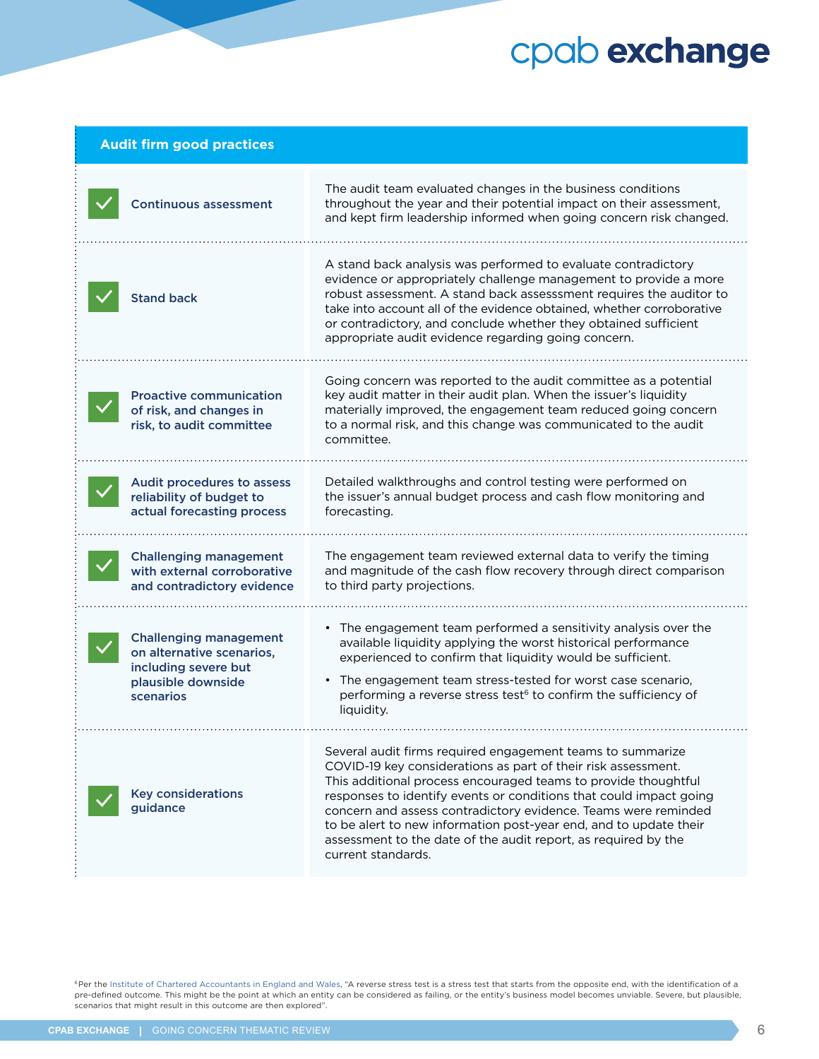## Audit firm good practices

| Practice | Description |
| --- | --- |
| **Continuous assessment** | The audit team evaluated changes in the business conditions throughout the year and their potential impact on their assessment, and kept firm leadership informed when going concern risk changed. |
| **Stand back** | A stand back analysis was performed to evaluate contradictory evidence or appropriately challenge management to provide a more robust assessment. A stand back assesssment requires the auditor to take into account all of the evidence obtained, whether corroborative or contradictory, and conclude whether they obtained sufficient appropriate audit evidence regarding going concern. |
| **Proactive communication of risk, and changes in risk, to audit committee** | Going concern was reported to the audit committee as a potential key audit matter in their audit plan. When the issuer's liquidity materially improved, the engagement team reduced going concern to a normal risk, and this change was communicated to the audit committee. |
| **Audit procedures to assess reliability of budget to actual forecasting process** | Detailed walkthroughs and control testing were performed on the issuer's annual budget process and cash flow monitoring and forecasting. |
| **Challenging management with external corroborative and contradictory evidence** | The engagement team reviewed external data to verify the timing and magnitude of the cash flow recovery through direct comparison to third party projections. |
| **Challenging management on alternative scenarios, including severe but plausible downside scenarios** | • The engagement team performed a sensitivity analysis over the available liquidity applying the worst historical performance experienced to confirm that liquidity would be sufficient. <br> • The engagement team stress-tested for worst case scenario, performing a reverse stress test[6] to confirm the sufficiency of liquidity. |
| **Key considerations guidance** | Several audit firms required engagement teams to summarize COVID-19 key considerations as part of their risk assessment. This additional process encouraged teams to provide thoughtful responses to identify events or conditions that could impact going concern and assess contradictory evidence. Teams were reminded to be alert to new information post-year end, and to update their assessment to the date of the audit report, as required by the current standards. |

[6] Per the Institute of Chartered Accountants in England and Wales, "A reverse stress test is a stress test that starts from the opposite end, with the identification of a pre-defined outcome. This might be the point at which an entity can be considered as failing, or the entity's business model becomes unviable. Severe, but plausible, scenarios that might result in this outcome are then explored".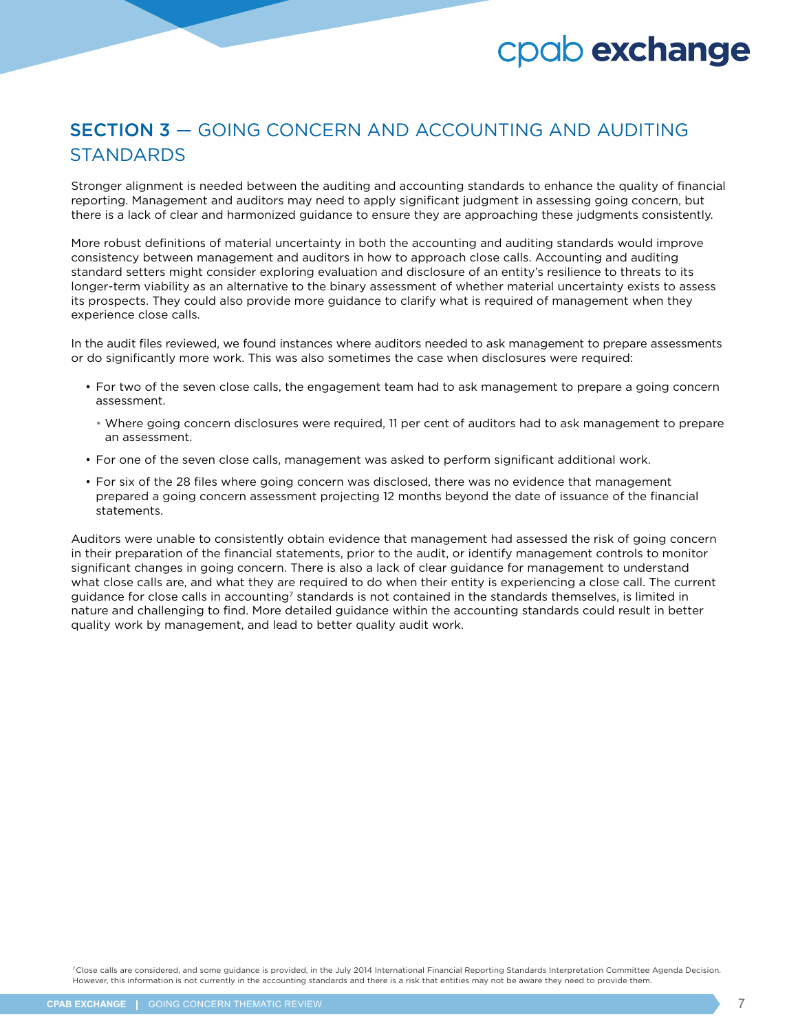## SECTION 3 — GOING CONCERN AND ACCOUNTING AND AUDITING STANDARDS

Stronger alignment is needed between the auditing and accounting standards to enhance the quality of financial reporting. Management and auditors may need to apply significant judgment in assessing going concern, but there is a lack of clear and harmonized guidance to ensure they are approaching these judgments consistently.

More robust definitions of material uncertainty in both the accounting and auditing standards would improve consistency between management and auditors in how to approach close calls. Accounting and auditing standard setters might consider exploring evaluation and disclosure of an entity's resilience to threats to its longer-term viability as an alternative to the binary assessment of whether material uncertainty exists to assess its prospects. They could also provide more guidance to clarify what is required of management when they experience close calls.

In the audit files reviewed, we found instances where auditors needed to ask management to prepare assessments or do significantly more work. This was also sometimes the case when disclosures were required:

- For two of the seven close calls, the engagement team had to ask management to prepare a going concern assessment.
  - Where going concern disclosures were required, 11 per cent of auditors had to ask management to prepare an assessment.
- For one of the seven close calls, management was asked to perform significant additional work.
- For six of the 28 files where going concern was disclosed, there was no evidence that management prepared a going concern assessment projecting 12 months beyond the date of issuance of the financial statements.

Auditors were unable to consistently obtain evidence that management had assessed the risk of going concern in their preparation of the financial statements, prior to the audit, or identify management controls to monitor significant changes in going concern. There is also a lack of clear guidance for management to understand what close calls are, and what they are required to do when their entity is experiencing a close call. The current guidance for close calls in accounting[7] standards is not contained in the standards themselves, is limited in nature and challenging to find. More detailed guidance within the accounting standards could result in better quality work by management, and lead to better quality audit work.

[7] Close calls are considered, and some guidance is provided, in the July 2014 International Financial Reporting Standards Interpretation Committee Agenda Decision. However, this information is not currently in the accounting standards and there is a risk that entities may not be aware they need to provide them.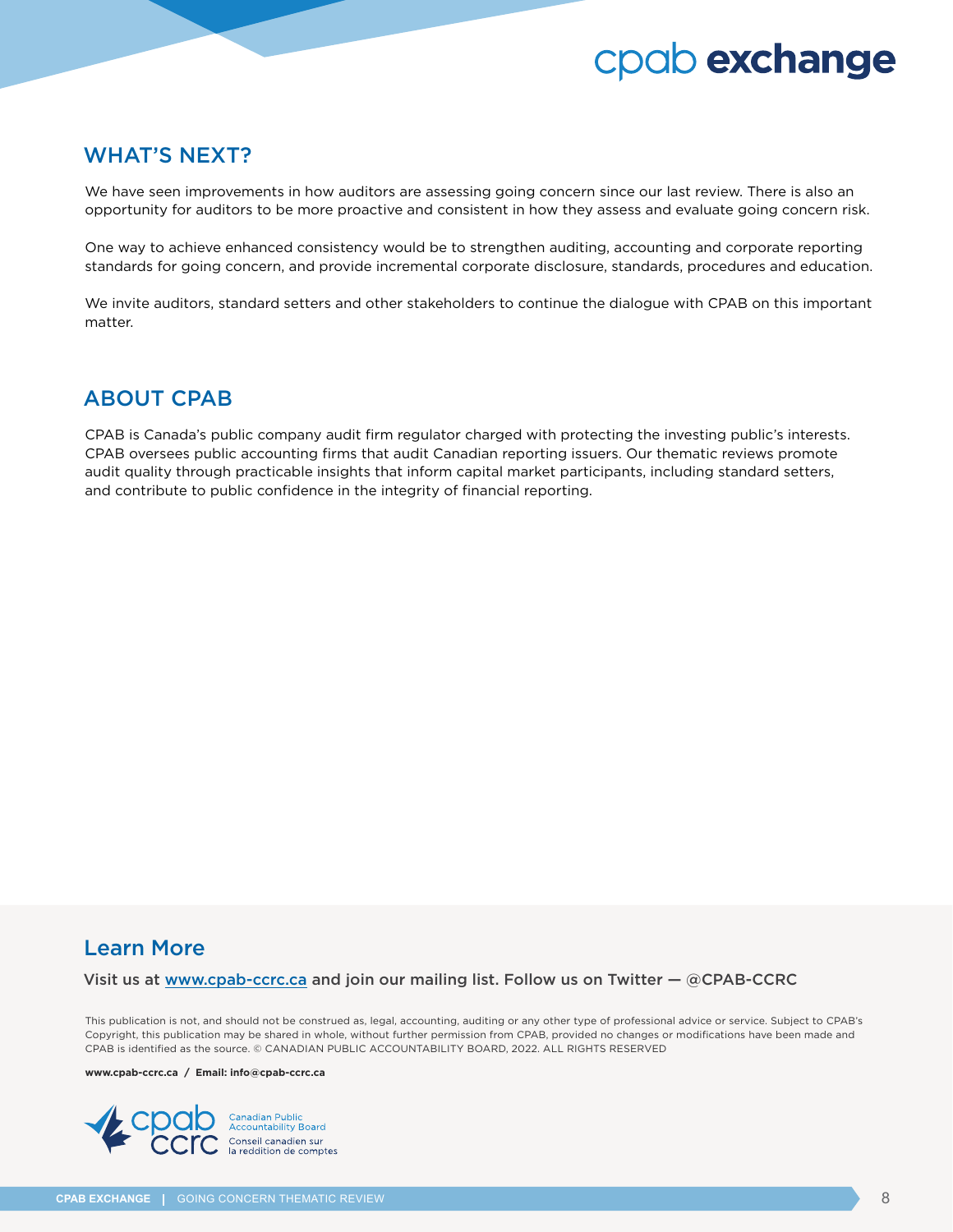## WHAT'S NEXT?

We have seen improvements in how auditors are assessing going concern since our last review. There is also an opportunity for auditors to be more proactive and consistent in how they assess and evaluate going concern risk.

One way to achieve enhanced consistency would be to strengthen auditing, accounting and corporate reporting standards for going concern, and provide incremental corporate disclosure, standards, procedures and education.

We invite auditors, standard setters and other stakeholders to continue the dialogue with CPAB on this important matter.

## ABOUT CPAB

CPAB is Canada's public company audit firm regulator charged with protecting the investing public's interests. CPAB oversees public accounting firms that audit Canadian reporting issuers. Our thematic reviews promote audit quality through practicable insights that inform capital market participants, including standard setters, and contribute to public confidence in the integrity of financial reporting.

## Learn More

Visit us at www.cpab-ccrc.ca and join our mailing list. Follow us on Twitter — @CPAB-CCRC

This publication is not, and should not be construed as, legal, accounting, auditing or any other type of professional advice or service. Subject to CPAB's Copyright, this publication may be shared in whole, without further permission from CPAB, provided no changes or modifications have been made and CPAB is identified as the source. © CANADIAN PUBLIC ACCOUNTABILITY BOARD, 2022. ALL RIGHTS RESERVED

**www.cpab-ccrc.ca / Email: info@cpab-ccrc.ca**

Canadian Public Accountability Board
Conseil canadien sur la reddition de comptes